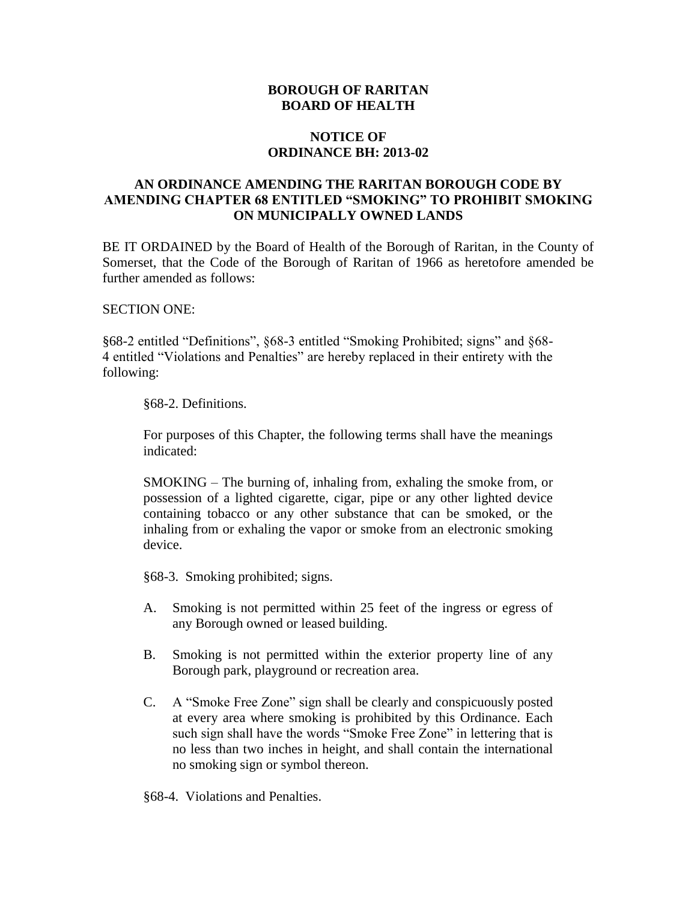**BOROUGH OF RARITAN**
**BOARD OF HEALTH**

**NOTICE OF**
**ORDINANCE BH: 2013-02**

**AN ORDINANCE AMENDING THE RARITAN BOROUGH CODE BY AMENDING CHAPTER 68 ENTITLED "SMOKING" TO PROHIBIT SMOKING ON MUNICIPALLY OWNED LANDS**

BE IT ORDAINED by the Board of Health of the Borough of Raritan, in the County of Somerset, that the Code of the Borough of Raritan of 1966 as heretofore amended be further amended as follows:

SECTION ONE:

§68-2 entitled "Definitions", §68-3 entitled "Smoking Prohibited; signs" and §68-4 entitled "Violations and Penalties" are hereby replaced in their entirety with the following:

§68-2. Definitions.

For purposes of this Chapter, the following terms shall have the meanings indicated:

SMOKING – The burning of, inhaling from, exhaling the smoke from, or possession of a lighted cigarette, cigar, pipe or any other lighted device containing tobacco or any other substance that can be smoked, or the inhaling from or exhaling the vapor or smoke from an electronic smoking device.

§68-3. Smoking prohibited; signs.

A. Smoking is not permitted within 25 feet of the ingress or egress of any Borough owned or leased building.

B. Smoking is not permitted within the exterior property line of any Borough park, playground or recreation area.

C. A "Smoke Free Zone" sign shall be clearly and conspicuously posted at every area where smoking is prohibited by this Ordinance. Each such sign shall have the words "Smoke Free Zone" in lettering that is no less than two inches in height, and shall contain the international no smoking sign or symbol thereon.

§68-4. Violations and Penalties.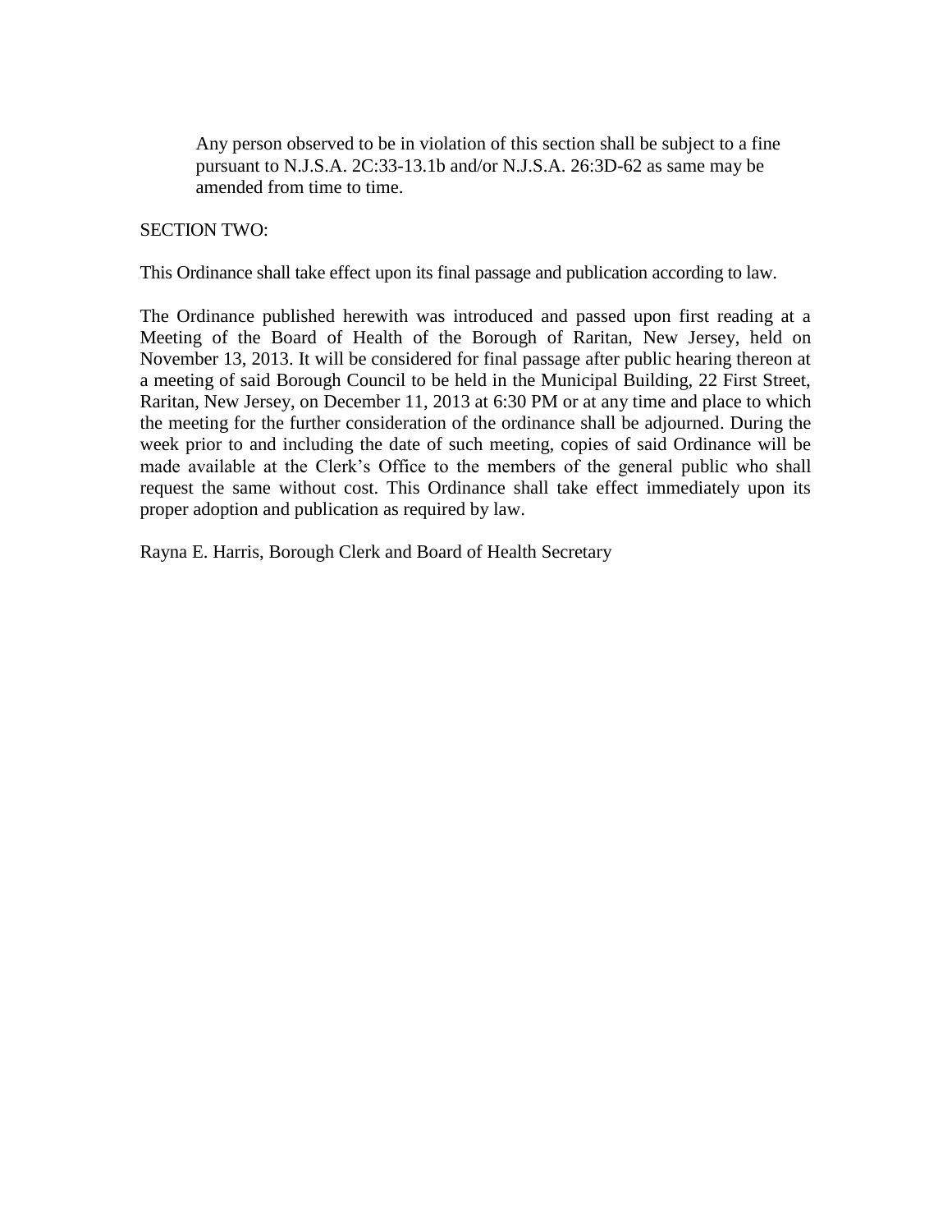> Any person observed to be in violation of this section shall be subject to a fine pursuant to N.J.S.A. 2C:33-13.1b and/or N.J.S.A. 26:3D-62 as same may be amended from time to time.

SECTION TWO:

This Ordinance shall take effect upon its final passage and publication according to law.

The Ordinance published herewith was introduced and passed upon first reading at a Meeting of the Board of Health of the Borough of Raritan, New Jersey, held on November 13, 2013. It will be considered for final passage after public hearing thereon at a meeting of said Borough Council to be held in the Municipal Building, 22 First Street, Raritan, New Jersey, on December 11, 2013 at 6:30 PM or at any time and place to which the meeting for the further consideration of the ordinance shall be adjourned. During the week prior to and including the date of such meeting, copies of said Ordinance will be made available at the Clerk's Office to the members of the general public who shall request the same without cost. This Ordinance shall take effect immediately upon its proper adoption and publication as required by law.

Rayna E. Harris, Borough Clerk and Board of Health Secretary